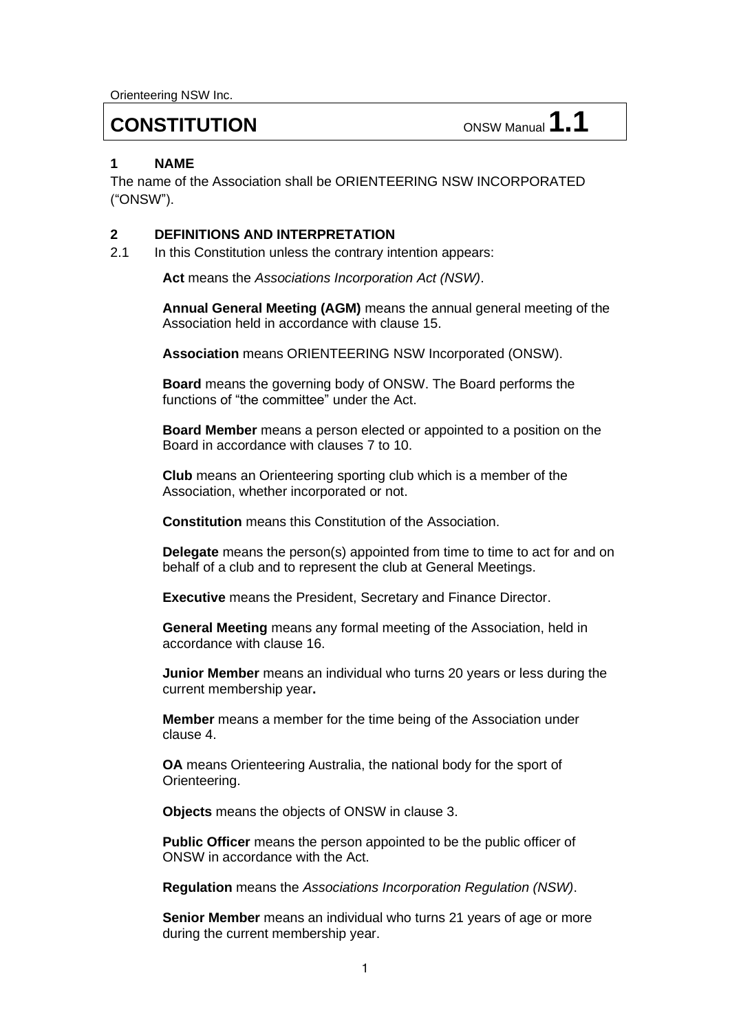Orienteering NSW Inc.

# CONSTITUTION

ONSW Manual **1.1**

## 1 NAME

The name of the Association shall be ORIENTEERING NSW INCORPORATED (“ONSW”).

## 2 DEFINITIONS AND INTERPRETATION

2.1 In this Constitution unless the contrary intention appears:

**Act** means the *Associations Incorporation Act (NSW)*.

**Annual General Meeting (AGM)** means the annual general meeting of the Association held in accordance with clause 15.

**Association** means ORIENTEERING NSW Incorporated (ONSW).

**Board** means the governing body of ONSW. The Board performs the functions of “the committee” under the Act.

**Board Member** means a person elected or appointed to a position on the Board in accordance with clauses 7 to 10.

**Club** means an Orienteering sporting club which is a member of the Association, whether incorporated or not.

**Constitution** means this Constitution of the Association.

**Delegate** means the person(s) appointed from time to time to act for and on behalf of a club and to represent the club at General Meetings.

**Executive** means the President, Secretary and Finance Director.

**General Meeting** means any formal meeting of the Association, held in accordance with clause 16.

**Junior Member** means an individual who turns 20 years or less during the current membership year.

**Member** means a member for the time being of the Association under clause 4.

**OA** means Orienteering Australia, the national body for the sport of Orienteering.

**Objects** means the objects of ONSW in clause 3.

**Public Officer** means the person appointed to be the public officer of ONSW in accordance with the Act.

**Regulation** means the *Associations Incorporation Regulation (NSW)*.

**Senior Member** means an individual who turns 21 years of age or more during the current membership year.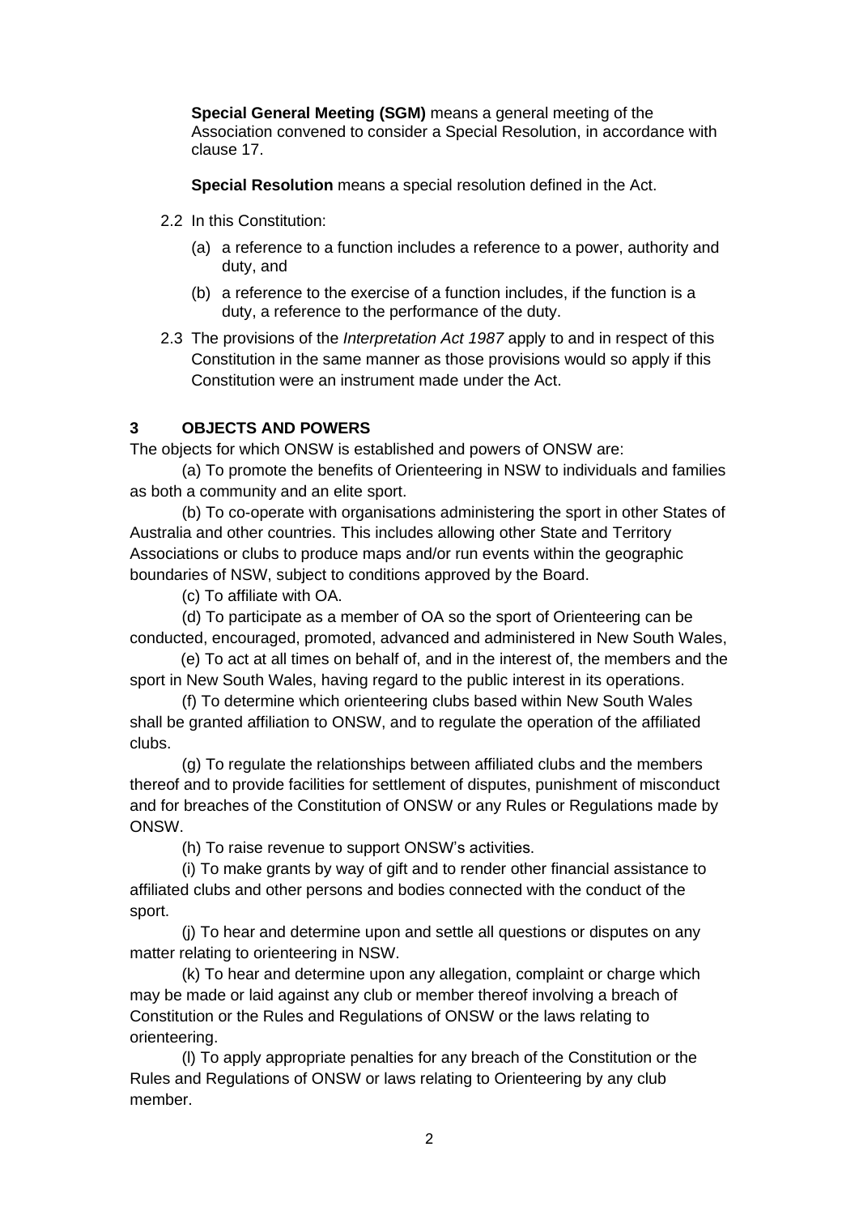**Special General Meeting (SGM)** means a general meeting of the Association convened to consider a Special Resolution, in accordance with clause 17.

**Special Resolution** means a special resolution defined in the Act.

2.2 In this Constitution:

(a) a reference to a function includes a reference to a power, authority and duty, and

(b) a reference to the exercise of a function includes, if the function is a duty, a reference to the performance of the duty.

2.3 The provisions of the *Interpretation Act 1987* apply to and in respect of this Constitution in the same manner as those provisions would so apply if this Constitution were an instrument made under the Act.

## 3 OBJECTS AND POWERS

The objects for which ONSW is established and powers of ONSW are:

(a) To promote the benefits of Orienteering in NSW to individuals and families as both a community and an elite sport.

(b) To co-operate with organisations administering the sport in other States of Australia and other countries. This includes allowing other State and Territory Associations or clubs to produce maps and/or run events within the geographic boundaries of NSW, subject to conditions approved by the Board.

(c) To affiliate with OA.

(d) To participate as a member of OA so the sport of Orienteering can be conducted, encouraged, promoted, advanced and administered in New South Wales,

(e) To act at all times on behalf of, and in the interest of, the members and the sport in New South Wales, having regard to the public interest in its operations.

(f) To determine which orienteering clubs based within New South Wales shall be granted affiliation to ONSW, and to regulate the operation of the affiliated clubs.

(g) To regulate the relationships between affiliated clubs and the members thereof and to provide facilities for settlement of disputes, punishment of misconduct and for breaches of the Constitution of ONSW or any Rules or Regulations made by ONSW.

(h) To raise revenue to support ONSW's activities.

(i) To make grants by way of gift and to render other financial assistance to affiliated clubs and other persons and bodies connected with the conduct of the sport.

(j) To hear and determine upon and settle all questions or disputes on any matter relating to orienteering in NSW.

(k) To hear and determine upon any allegation, complaint or charge which may be made or laid against any club or member thereof involving a breach of Constitution or the Rules and Regulations of ONSW or the laws relating to orienteering.

(l) To apply appropriate penalties for any breach of the Constitution or the Rules and Regulations of ONSW or laws relating to Orienteering by any club member.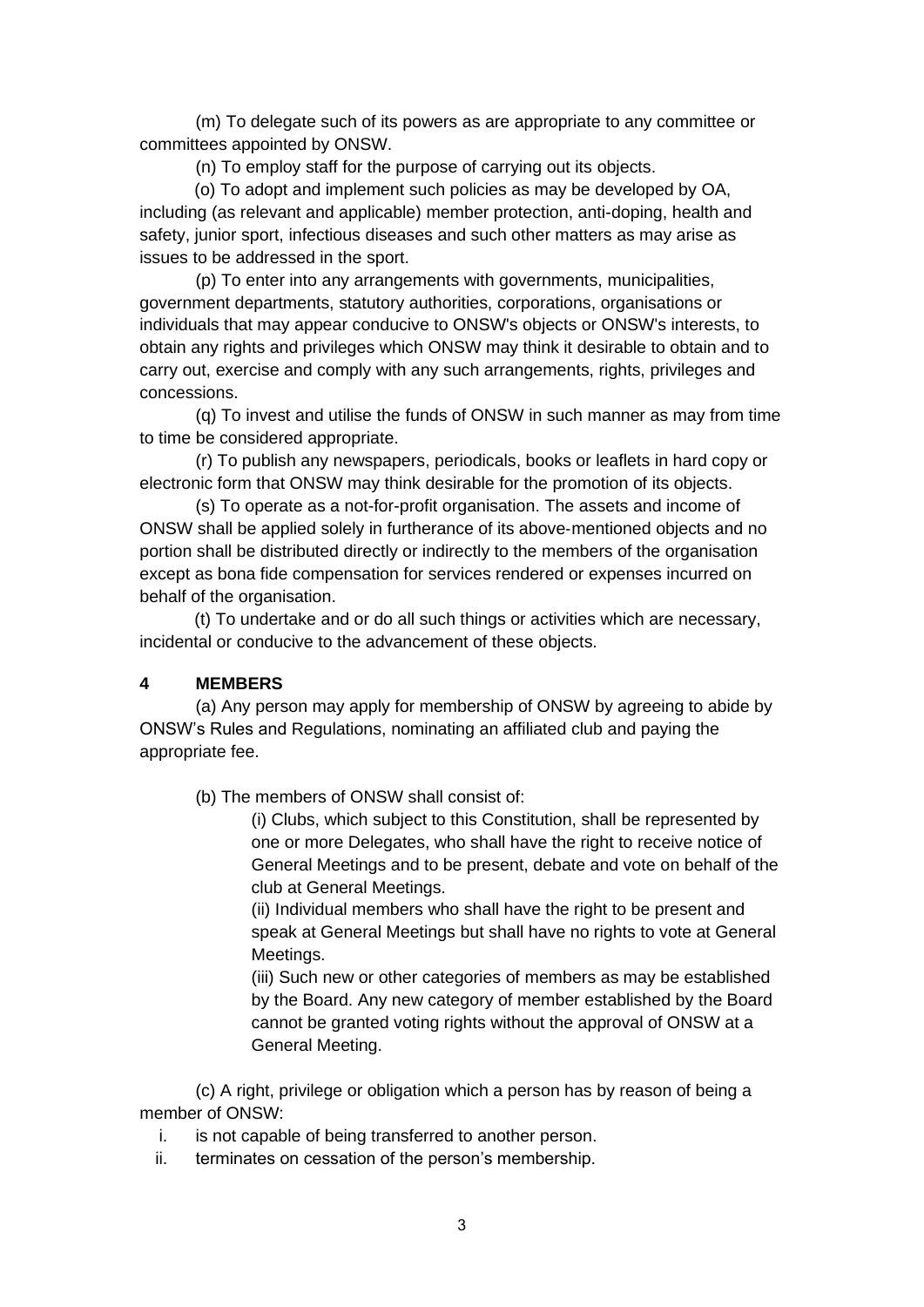(m) To delegate such of its powers as are appropriate to any committee or committees appointed by ONSW.

(n) To employ staff for the purpose of carrying out its objects.

(o) To adopt and implement such policies as may be developed by OA, including (as relevant and applicable) member protection, anti-doping, health and safety, junior sport, infectious diseases and such other matters as may arise as issues to be addressed in the sport.

(p) To enter into any arrangements with governments, municipalities, government departments, statutory authorities, corporations, organisations or individuals that may appear conducive to ONSW's objects or ONSW's interests, to obtain any rights and privileges which ONSW may think it desirable to obtain and to carry out, exercise and comply with any such arrangements, rights, privileges and concessions.

(q) To invest and utilise the funds of ONSW in such manner as may from time to time be considered appropriate.

(r) To publish any newspapers, periodicals, books or leaflets in hard copy or electronic form that ONSW may think desirable for the promotion of its objects.

(s) To operate as a not-for-profit organisation. The assets and income of ONSW shall be applied solely in furtherance of its above-mentioned objects and no portion shall be distributed directly or indirectly to the members of the organisation except as bona fide compensation for services rendered or expenses incurred on behalf of the organisation.

(t) To undertake and or do all such things or activities which are necessary, incidental or conducive to the advancement of these objects.

## 4 MEMBERS

(a) Any person may apply for membership of ONSW by agreeing to abide by ONSW's Rules and Regulations, nominating an affiliated club and paying the appropriate fee.

(b) The members of ONSW shall consist of:

(i) Clubs, which subject to this Constitution, shall be represented by one or more Delegates, who shall have the right to receive notice of General Meetings and to be present, debate and vote on behalf of the club at General Meetings.

(ii) Individual members who shall have the right to be present and speak at General Meetings but shall have no rights to vote at General Meetings.

(iii) Such new or other categories of members as may be established by the Board. Any new category of member established by the Board cannot be granted voting rights without the approval of ONSW at a General Meeting.

(c) A right, privilege or obligation which a person has by reason of being a member of ONSW:

i. is not capable of being transferred to another person.
ii. terminates on cessation of the person's membership.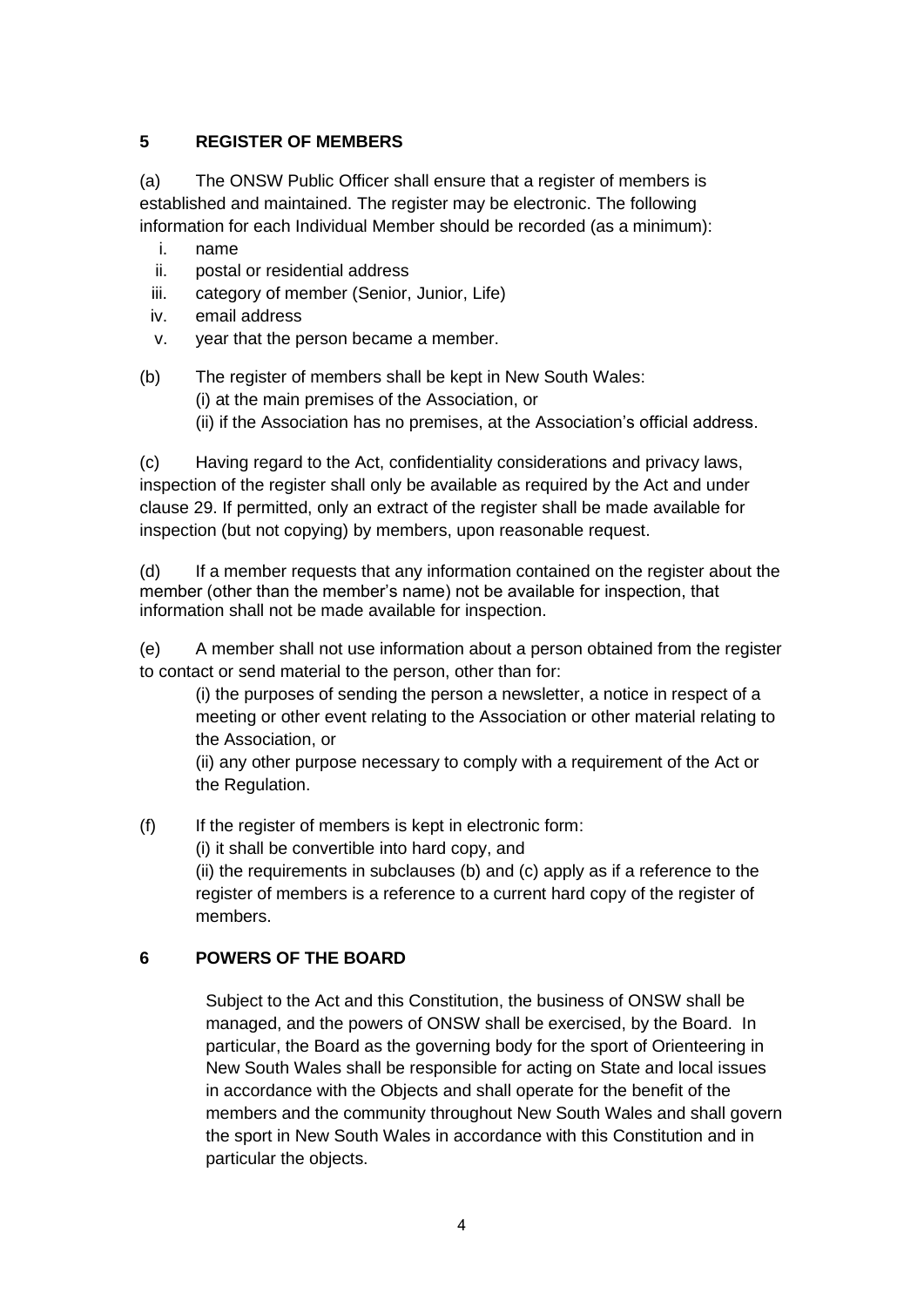## 5 REGISTER OF MEMBERS

(a) The ONSW Public Officer shall ensure that a register of members is established and maintained. The register may be electronic. The following information for each Individual Member should be recorded (as a minimum):

i. name
ii. postal or residential address
iii. category of member (Senior, Junior, Life)
iv. email address
v. year that the person became a member.

(b) The register of members shall be kept in New South Wales:
(i) at the main premises of the Association, or
(ii) if the Association has no premises, at the Association's official address.

(c) Having regard to the Act, confidentiality considerations and privacy laws, inspection of the register shall only be available as required by the Act and under clause 29. If permitted, only an extract of the register shall be made available for inspection (but not copying) by members, upon reasonable request.

(d) If a member requests that any information contained on the register about the member (other than the member's name) not be available for inspection, that information shall not be made available for inspection.

(e) A member shall not use information about a person obtained from the register to contact or send material to the person, other than for:

(i) the purposes of sending the person a newsletter, a notice in respect of a meeting or other event relating to the Association or other material relating to the Association, or

(ii) any other purpose necessary to comply with a requirement of the Act or the Regulation.

(f) If the register of members is kept in electronic form:
(i) it shall be convertible into hard copy, and
(ii) the requirements in subclauses (b) and (c) apply as if a reference to the register of members is a reference to a current hard copy of the register of members.

## 6 POWERS OF THE BOARD

Subject to the Act and this Constitution, the business of ONSW shall be managed, and the powers of ONSW shall be exercised, by the Board. In particular, the Board as the governing body for the sport of Orienteering in New South Wales shall be responsible for acting on State and local issues in accordance with the Objects and shall operate for the benefit of the members and the community throughout New South Wales and shall govern the sport in New South Wales in accordance with this Constitution and in particular the objects.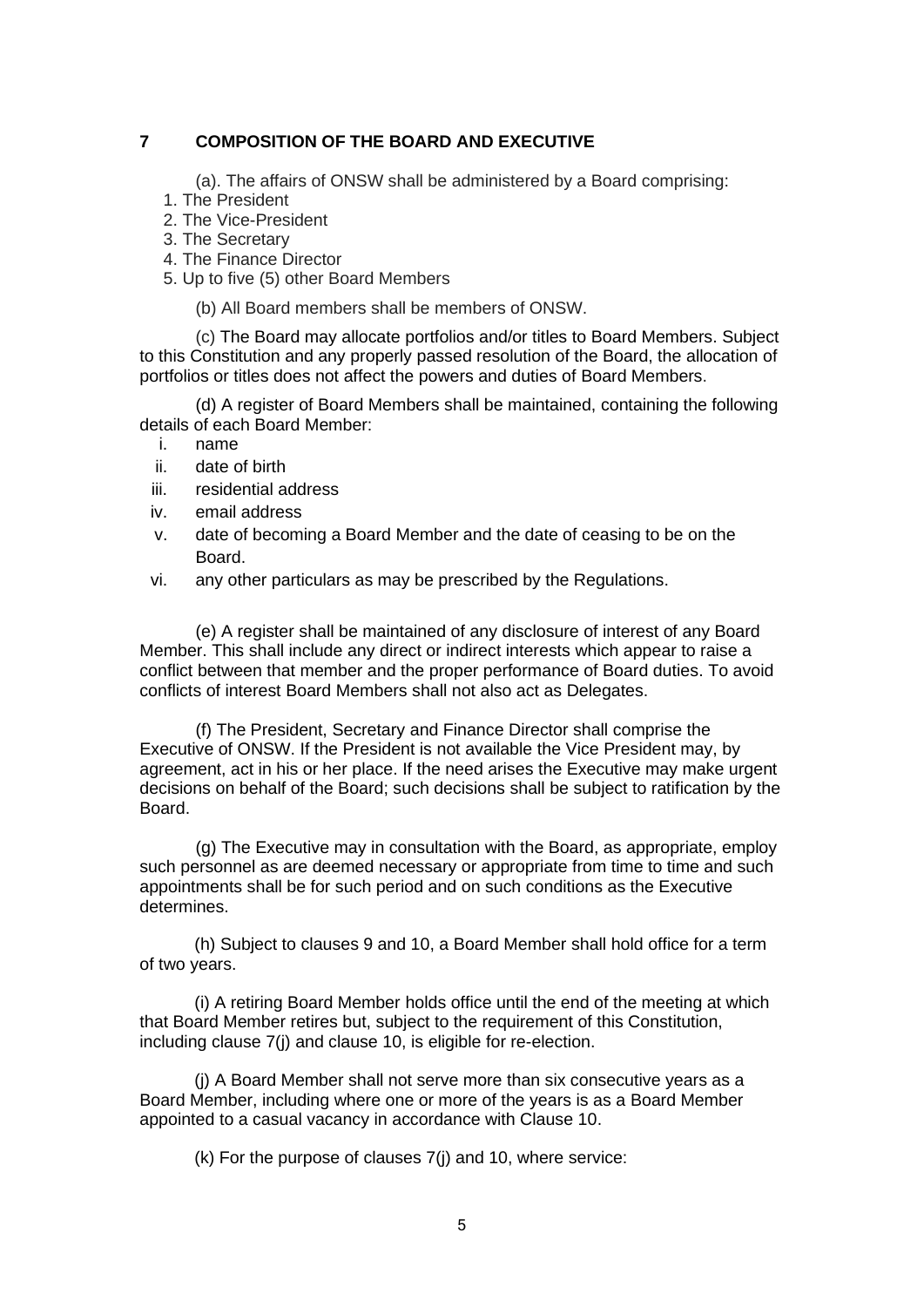## 7 COMPOSITION OF THE BOARD AND EXECUTIVE

(a). The affairs of ONSW shall be administered by a Board comprising:

1. The President
2. The Vice-President
3. The Secretary
4. The Finance Director
5. Up to five (5) other Board Members

(b) All Board members shall be members of ONSW.

(c) The Board may allocate portfolios and/or titles to Board Members. Subject to this Constitution and any properly passed resolution of the Board, the allocation of portfolios or titles does not affect the powers and duties of Board Members.

(d) A register of Board Members shall be maintained, containing the following details of each Board Member:

i. name
ii. date of birth
iii. residential address
iv. email address
v. date of becoming a Board Member and the date of ceasing to be on the Board.
vi. any other particulars as may be prescribed by the Regulations.

(e) A register shall be maintained of any disclosure of interest of any Board Member. This shall include any direct or indirect interests which appear to raise a conflict between that member and the proper performance of Board duties. To avoid conflicts of interest Board Members shall not also act as Delegates.

(f) The President, Secretary and Finance Director shall comprise the Executive of ONSW. If the President is not available the Vice President may, by agreement, act in his or her place. If the need arises the Executive may make urgent decisions on behalf of the Board; such decisions shall be subject to ratification by the Board.

(g) The Executive may in consultation with the Board, as appropriate, employ such personnel as are deemed necessary or appropriate from time to time and such appointments shall be for such period and on such conditions as the Executive determines.

(h) Subject to clauses 9 and 10, a Board Member shall hold office for a term of two years.

(i) A retiring Board Member holds office until the end of the meeting at which that Board Member retires but, subject to the requirement of this Constitution, including clause 7(j) and clause 10, is eligible for re-election.

(j) A Board Member shall not serve more than six consecutive years as a Board Member, including where one or more of the years is as a Board Member appointed to a casual vacancy in accordance with Clause 10.

(k) For the purpose of clauses 7(j) and 10, where service: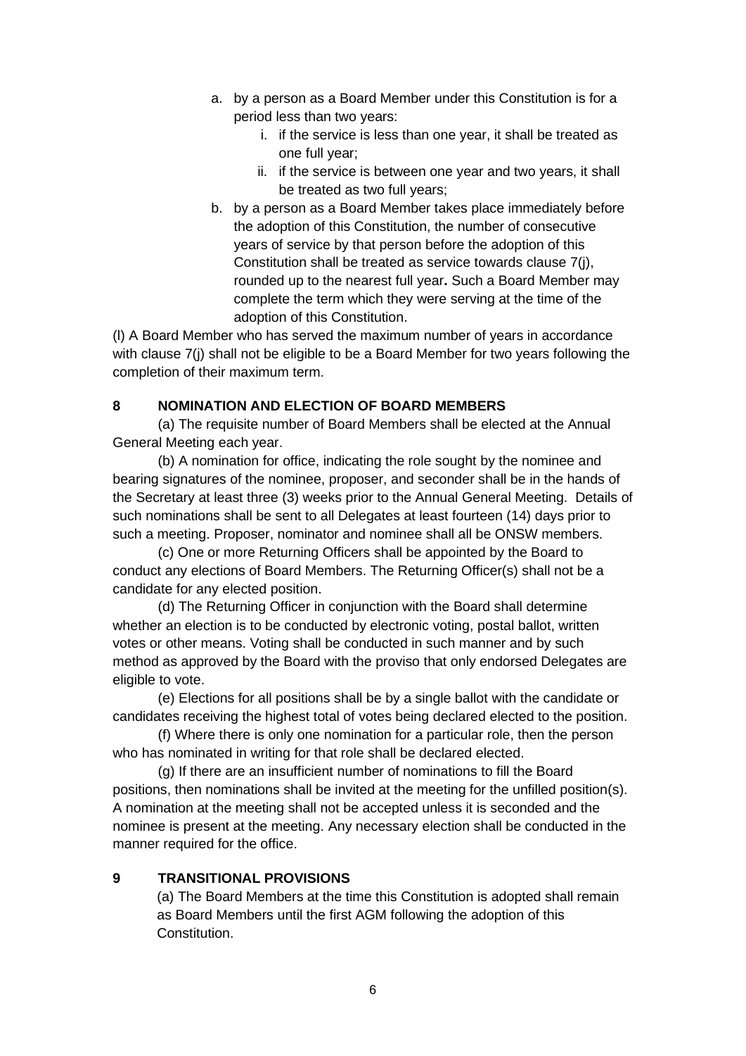a. by a person as a Board Member under this Constitution is for a period less than two years:
    i. if the service is less than one year, it shall be treated as one full year;
    ii. if the service is between one year and two years, it shall be treated as two full years;
b. by a person as a Board Member takes place immediately before the adoption of this Constitution, the number of consecutive years of service by that person before the adoption of this Constitution shall be treated as service towards clause 7(j), rounded up to the nearest full year**.** Such a Board Member may complete the term which they were serving at the time of the adoption of this Constitution.

(l) A Board Member who has served the maximum number of years in accordance with clause 7(j) shall not be eligible to be a Board Member for two years following the completion of their maximum term.

## 8 NOMINATION AND ELECTION OF BOARD MEMBERS

(a) The requisite number of Board Members shall be elected at the Annual General Meeting each year.

(b) A nomination for office, indicating the role sought by the nominee and bearing signatures of the nominee, proposer, and seconder shall be in the hands of the Secretary at least three (3) weeks prior to the Annual General Meeting. Details of such nominations shall be sent to all Delegates at least fourteen (14) days prior to such a meeting. Proposer, nominator and nominee shall all be ONSW members.

(c) One or more Returning Officers shall be appointed by the Board to conduct any elections of Board Members. The Returning Officer(s) shall not be a candidate for any elected position.

(d) The Returning Officer in conjunction with the Board shall determine whether an election is to be conducted by electronic voting, postal ballot, written votes or other means. Voting shall be conducted in such manner and by such method as approved by the Board with the proviso that only endorsed Delegates are eligible to vote.

(e) Elections for all positions shall be by a single ballot with the candidate or candidates receiving the highest total of votes being declared elected to the position.

(f) Where there is only one nomination for a particular role, then the person who has nominated in writing for that role shall be declared elected.

(g) If there are an insufficient number of nominations to fill the Board positions, then nominations shall be invited at the meeting for the unfilled position(s). A nomination at the meeting shall not be accepted unless it is seconded and the nominee is present at the meeting. Any necessary election shall be conducted in the manner required for the office.

## 9 TRANSITIONAL PROVISIONS

(a) The Board Members at the time this Constitution is adopted shall remain as Board Members until the first AGM following the adoption of this Constitution.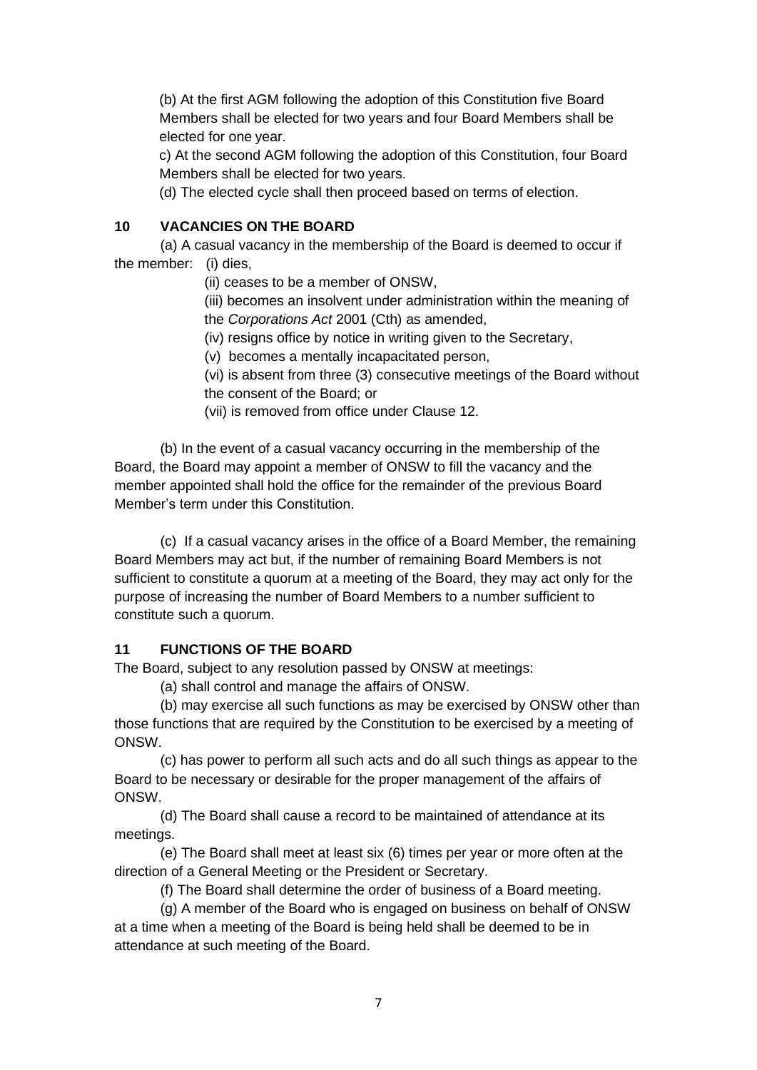(b) At the first AGM following the adoption of this Constitution five Board Members shall be elected for two years and four Board Members shall be elected for one year.

c) At the second AGM following the adoption of this Constitution, four Board Members shall be elected for two years.

(d) The elected cycle shall then proceed based on terms of election.

## 10 VACANCIES ON THE BOARD

(a) A casual vacancy in the membership of the Board is deemed to occur if the member:

(i) dies,

(ii) ceases to be a member of ONSW,

(iii) becomes an insolvent under administration within the meaning of the *Corporations Act* 2001 (Cth) as amended,

(iv) resigns office by notice in writing given to the Secretary,

(v) becomes a mentally incapacitated person,

(vi) is absent from three (3) consecutive meetings of the Board without the consent of the Board; or

(vii) is removed from office under Clause 12.

(b) In the event of a casual vacancy occurring in the membership of the Board, the Board may appoint a member of ONSW to fill the vacancy and the member appointed shall hold the office for the remainder of the previous Board Member's term under this Constitution.

(c) If a casual vacancy arises in the office of a Board Member, the remaining Board Members may act but, if the number of remaining Board Members is not sufficient to constitute a quorum at a meeting of the Board, they may act only for the purpose of increasing the number of Board Members to a number sufficient to constitute such a quorum.

## 11 FUNCTIONS OF THE BOARD

The Board, subject to any resolution passed by ONSW at meetings:

(a) shall control and manage the affairs of ONSW.

(b) may exercise all such functions as may be exercised by ONSW other than those functions that are required by the Constitution to be exercised by a meeting of ONSW.

(c) has power to perform all such acts and do all such things as appear to the Board to be necessary or desirable for the proper management of the affairs of ONSW.

(d) The Board shall cause a record to be maintained of attendance at its meetings.

(e) The Board shall meet at least six (6) times per year or more often at the direction of a General Meeting or the President or Secretary.

(f) The Board shall determine the order of business of a Board meeting.

(g) A member of the Board who is engaged on business on behalf of ONSW at a time when a meeting of the Board is being held shall be deemed to be in attendance at such meeting of the Board.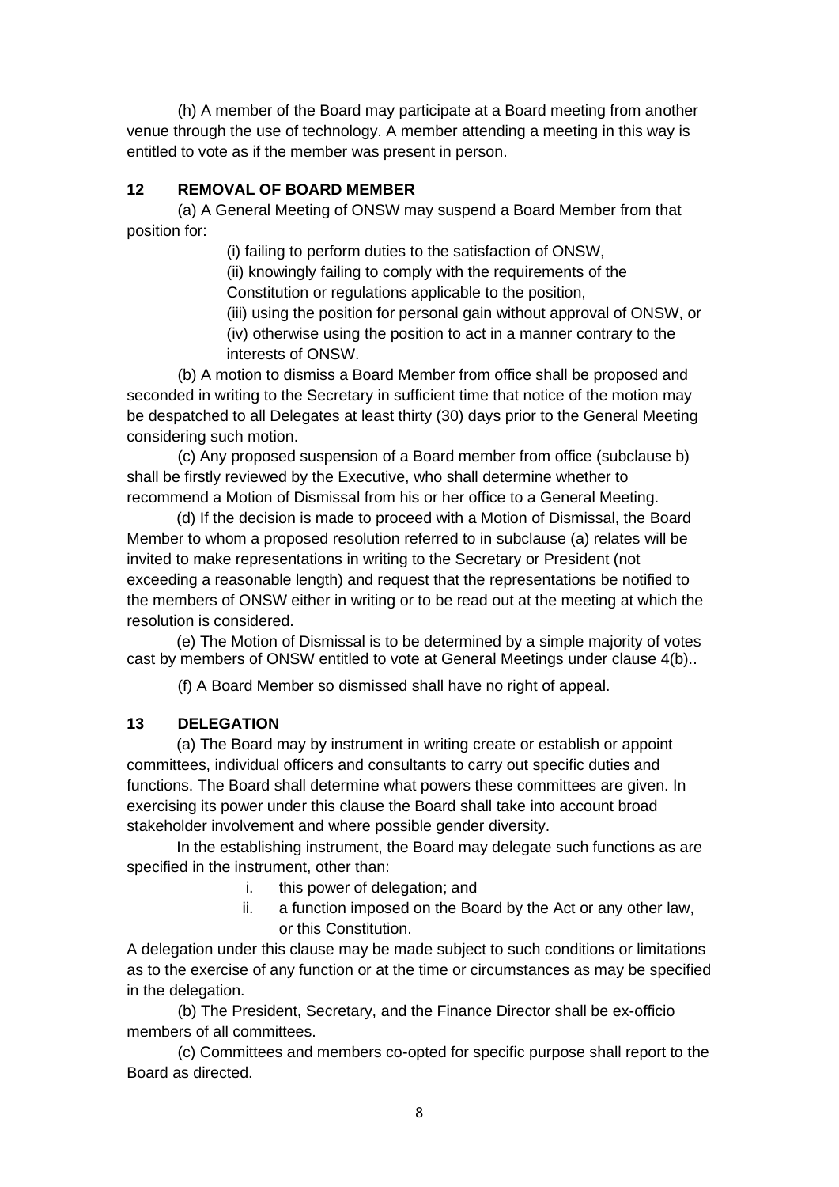(h) A member of the Board may participate at a Board meeting from another venue through the use of technology. A member attending a meeting in this way is entitled to vote as if the member was present in person.

## 12 REMOVAL OF BOARD MEMBER

(a) A General Meeting of ONSW may suspend a Board Member from that position for:

(i) failing to perform duties to the satisfaction of ONSW,

(ii) knowingly failing to comply with the requirements of the Constitution or regulations applicable to the position,

(iii) using the position for personal gain without approval of ONSW, or

(iv) otherwise using the position to act in a manner contrary to the interests of ONSW.

(b) A motion to dismiss a Board Member from office shall be proposed and seconded in writing to the Secretary in sufficient time that notice of the motion may be despatched to all Delegates at least thirty (30) days prior to the General Meeting considering such motion.

(c) Any proposed suspension of a Board member from office (subclause b) shall be firstly reviewed by the Executive, who shall determine whether to recommend a Motion of Dismissal from his or her office to a General Meeting.

(d) If the decision is made to proceed with a Motion of Dismissal, the Board Member to whom a proposed resolution referred to in subclause (a) relates will be invited to make representations in writing to the Secretary or President (not exceeding a reasonable length) and request that the representations be notified to the members of ONSW either in writing or to be read out at the meeting at which the resolution is considered.

(e) The Motion of Dismissal is to be determined by a simple majority of votes cast by members of ONSW entitled to vote at General Meetings under clause 4(b)..

(f) A Board Member so dismissed shall have no right of appeal.

## 13 DELEGATION

(a) The Board may by instrument in writing create or establish or appoint committees, individual officers and consultants to carry out specific duties and functions. The Board shall determine what powers these committees are given. In exercising its power under this clause the Board shall take into account broad stakeholder involvement and where possible gender diversity.

In the establishing instrument, the Board may delegate such functions as are specified in the instrument, other than:

i. this power of delegation; and
ii. a function imposed on the Board by the Act or any other law, or this Constitution.

A delegation under this clause may be made subject to such conditions or limitations as to the exercise of any function or at the time or circumstances as may be specified in the delegation.

(b) The President, Secretary, and the Finance Director shall be ex-officio members of all committees.

(c) Committees and members co-opted for specific purpose shall report to the Board as directed.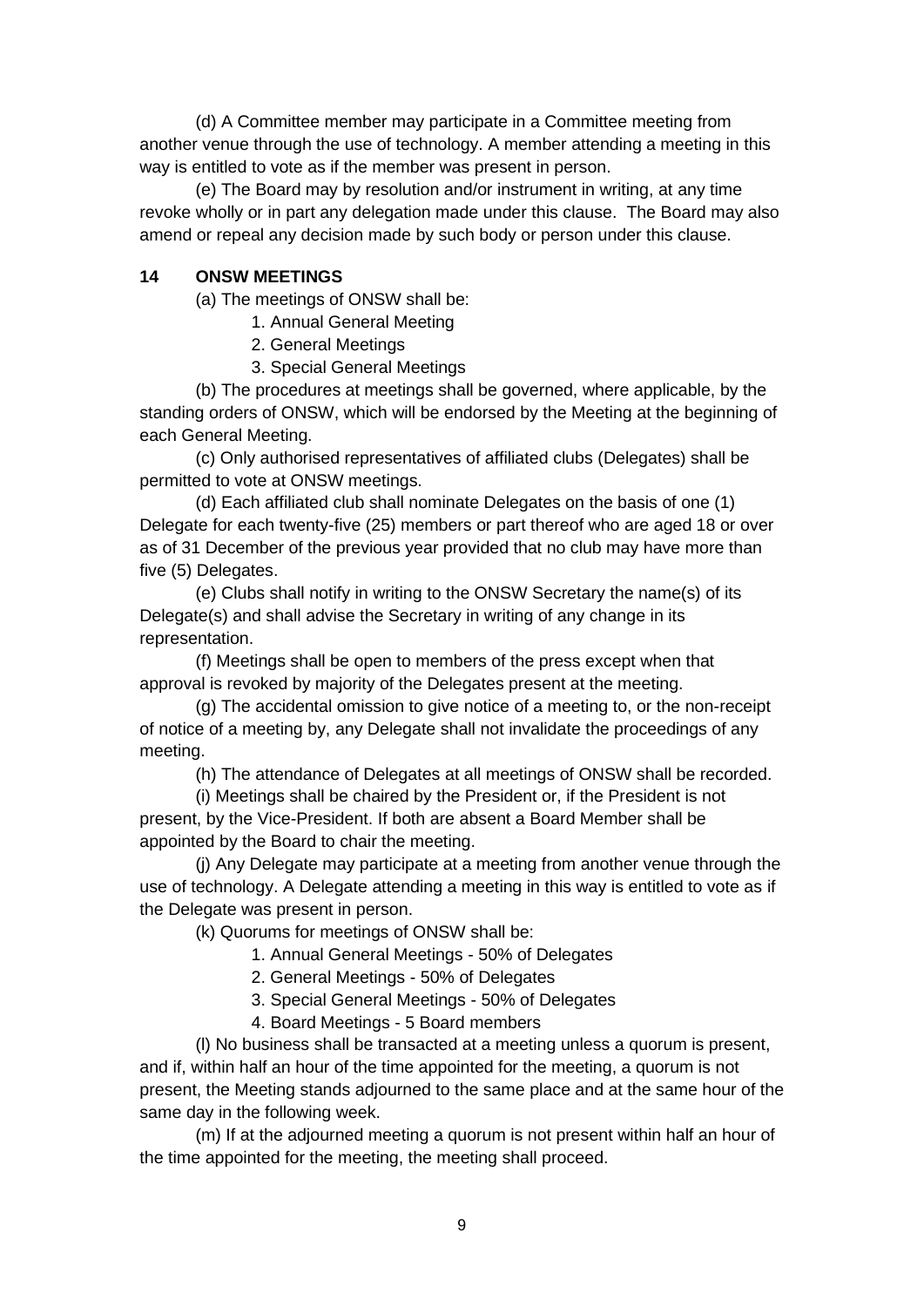(d) A Committee member may participate in a Committee meeting from another venue through the use of technology. A member attending a meeting in this way is entitled to vote as if the member was present in person.

(e) The Board may by resolution and/or instrument in writing, at any time revoke wholly or in part any delegation made under this clause. The Board may also amend or repeal any decision made by such body or person under this clause.

**14 ONSW MEETINGS**

(a) The meetings of ONSW shall be:

1. Annual General Meeting
2. General Meetings
3. Special General Meetings

(b) The procedures at meetings shall be governed, where applicable, by the standing orders of ONSW, which will be endorsed by the Meeting at the beginning of each General Meeting.

(c) Only authorised representatives of affiliated clubs (Delegates) shall be permitted to vote at ONSW meetings.

(d) Each affiliated club shall nominate Delegates on the basis of one (1) Delegate for each twenty-five (25) members or part thereof who are aged 18 or over as of 31 December of the previous year provided that no club may have more than five (5) Delegates.

(e) Clubs shall notify in writing to the ONSW Secretary the name(s) of its Delegate(s) and shall advise the Secretary in writing of any change in its representation.

(f) Meetings shall be open to members of the press except when that approval is revoked by majority of the Delegates present at the meeting.

(g) The accidental omission to give notice of a meeting to, or the non-receipt of notice of a meeting by, any Delegate shall not invalidate the proceedings of any meeting.

(h) The attendance of Delegates at all meetings of ONSW shall be recorded.

(i) Meetings shall be chaired by the President or, if the President is not present, by the Vice-President. If both are absent a Board Member shall be appointed by the Board to chair the meeting.

(j) Any Delegate may participate at a meeting from another venue through the use of technology. A Delegate attending a meeting in this way is entitled to vote as if the Delegate was present in person.

(k) Quorums for meetings of ONSW shall be:

1. Annual General Meetings - 50% of Delegates
2. General Meetings - 50% of Delegates
3. Special General Meetings - 50% of Delegates
4. Board Meetings - 5 Board members

(l) No business shall be transacted at a meeting unless a quorum is present, and if, within half an hour of the time appointed for the meeting, a quorum is not present, the Meeting stands adjourned to the same place and at the same hour of the same day in the following week.

(m) If at the adjourned meeting a quorum is not present within half an hour of the time appointed for the meeting, the meeting shall proceed.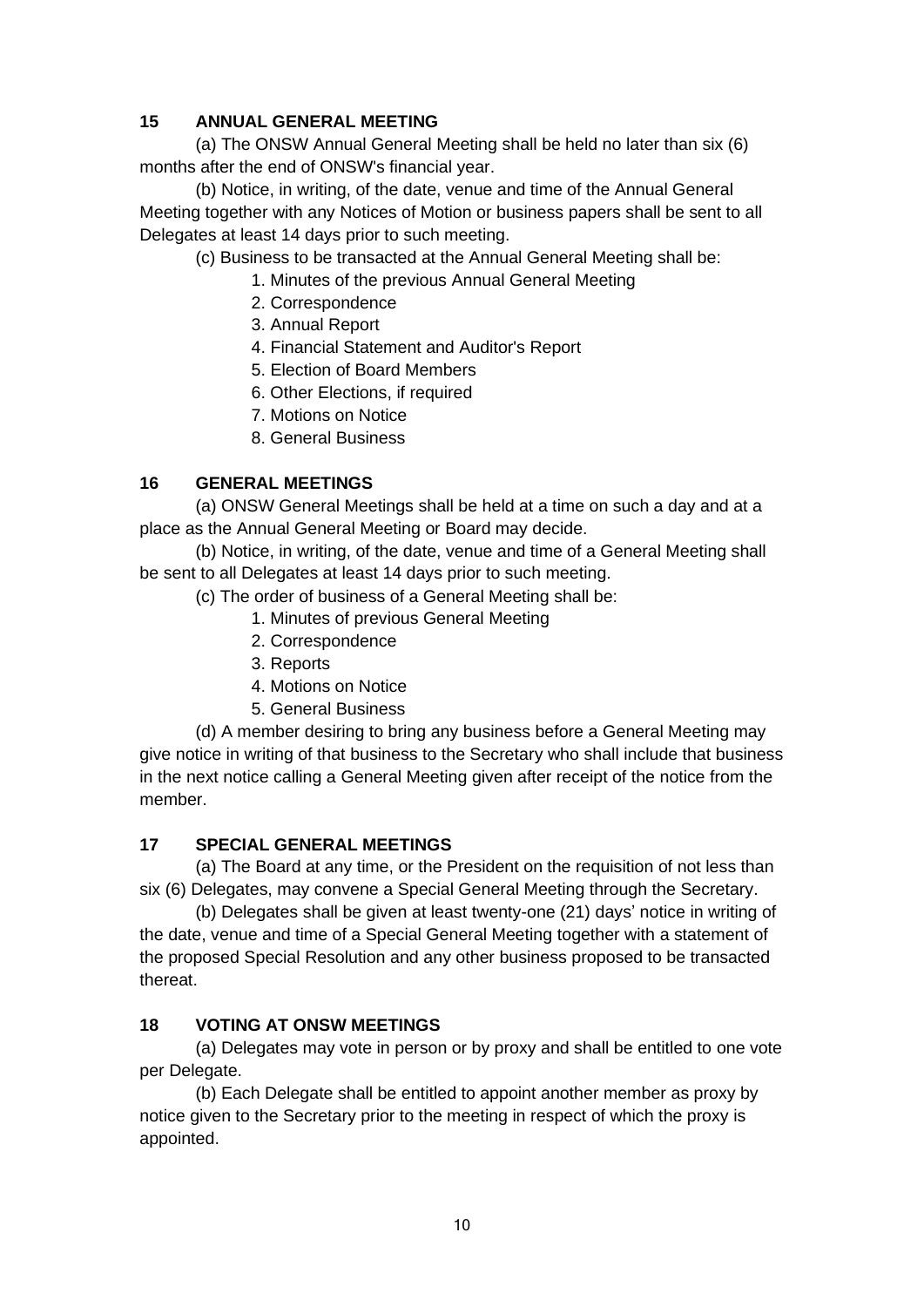## 15 ANNUAL GENERAL MEETING

(a) The ONSW Annual General Meeting shall be held no later than six (6) months after the end of ONSW's financial year.

(b) Notice, in writing, of the date, venue and time of the Annual General Meeting together with any Notices of Motion or business papers shall be sent to all Delegates at least 14 days prior to such meeting.

(c) Business to be transacted at the Annual General Meeting shall be:

1. Minutes of the previous Annual General Meeting
2. Correspondence
3. Annual Report
4. Financial Statement and Auditor's Report
5. Election of Board Members
6. Other Elections, if required
7. Motions on Notice
8. General Business

## 16 GENERAL MEETINGS

(a) ONSW General Meetings shall be held at a time on such a day and at a place as the Annual General Meeting or Board may decide.

(b) Notice, in writing, of the date, venue and time of a General Meeting shall be sent to all Delegates at least 14 days prior to such meeting.

(c) The order of business of a General Meeting shall be:

1. Minutes of previous General Meeting
2. Correspondence
3. Reports
4. Motions on Notice
5. General Business

(d) A member desiring to bring any business before a General Meeting may give notice in writing of that business to the Secretary who shall include that business in the next notice calling a General Meeting given after receipt of the notice from the member.

## 17 SPECIAL GENERAL MEETINGS

(a) The Board at any time, or the President on the requisition of not less than six (6) Delegates, may convene a Special General Meeting through the Secretary.

(b) Delegates shall be given at least twenty-one (21) days' notice in writing of the date, venue and time of a Special General Meeting together with a statement of the proposed Special Resolution and any other business proposed to be transacted thereat.

## 18 VOTING AT ONSW MEETINGS

(a) Delegates may vote in person or by proxy and shall be entitled to one vote per Delegate.

(b) Each Delegate shall be entitled to appoint another member as proxy by notice given to the Secretary prior to the meeting in respect of which the proxy is appointed.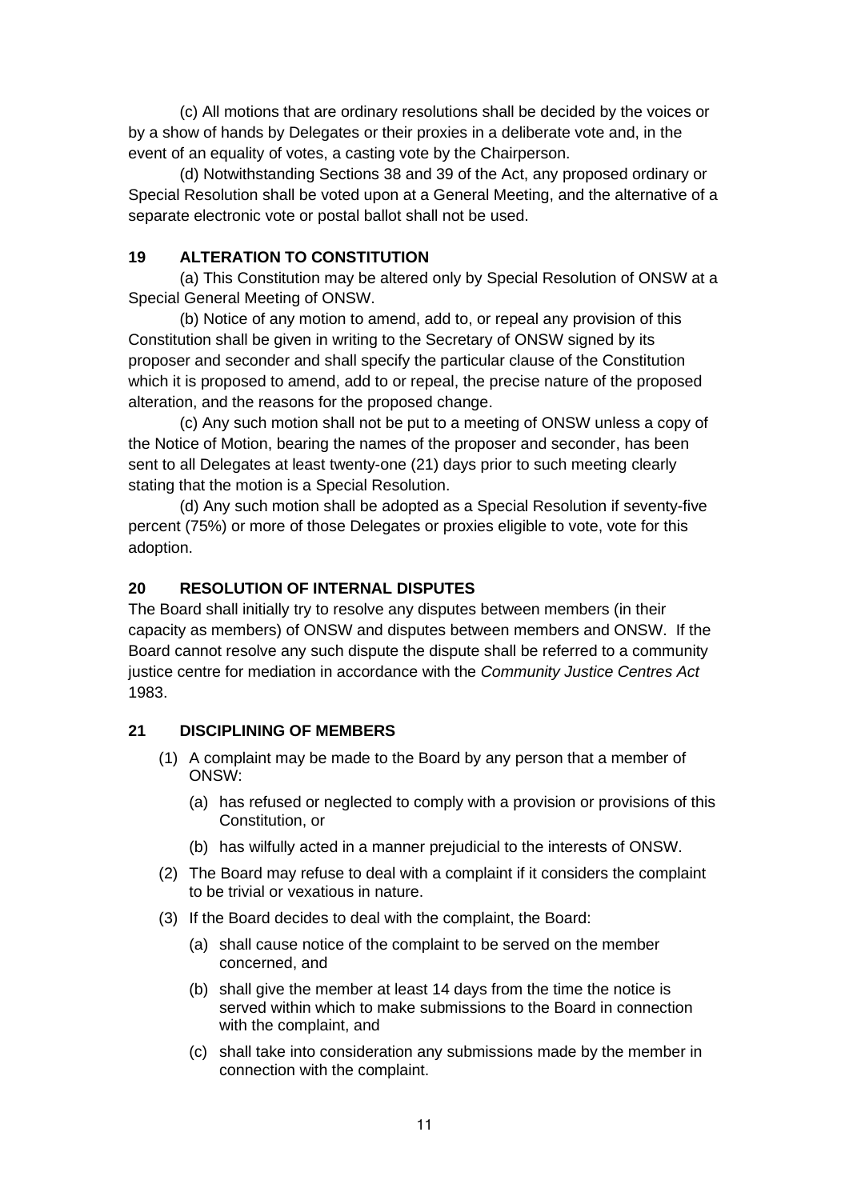(c) All motions that are ordinary resolutions shall be decided by the voices or by a show of hands by Delegates or their proxies in a deliberate vote and, in the event of an equality of votes, a casting vote by the Chairperson.

(d) Notwithstanding Sections 38 and 39 of the Act, any proposed ordinary or Special Resolution shall be voted upon at a General Meeting, and the alternative of a separate electronic vote or postal ballot shall not be used.

## 19 ALTERATION TO CONSTITUTION

(a) This Constitution may be altered only by Special Resolution of ONSW at a Special General Meeting of ONSW.

(b) Notice of any motion to amend, add to, or repeal any provision of this Constitution shall be given in writing to the Secretary of ONSW signed by its proposer and seconder and shall specify the particular clause of the Constitution which it is proposed to amend, add to or repeal, the precise nature of the proposed alteration, and the reasons for the proposed change.

(c) Any such motion shall not be put to a meeting of ONSW unless a copy of the Notice of Motion, bearing the names of the proposer and seconder, has been sent to all Delegates at least twenty-one (21) days prior to such meeting clearly stating that the motion is a Special Resolution.

(d) Any such motion shall be adopted as a Special Resolution if seventy-five percent (75%) or more of those Delegates or proxies eligible to vote, vote for this adoption.

## 20 RESOLUTION OF INTERNAL DISPUTES

The Board shall initially try to resolve any disputes between members (in their capacity as members) of ONSW and disputes between members and ONSW. If the Board cannot resolve any such dispute the dispute shall be referred to a community justice centre for mediation in accordance with the *Community Justice Centres Act* 1983.

## 21 DISCIPLINING OF MEMBERS

(1) A complaint may be made to the Board by any person that a member of ONSW:

   (a) has refused or neglected to comply with a provision or provisions of this Constitution, or

   (b) has wilfully acted in a manner prejudicial to the interests of ONSW.

(2) The Board may refuse to deal with a complaint if it considers the complaint to be trivial or vexatious in nature.

(3) If the Board decides to deal with the complaint, the Board:

   (a) shall cause notice of the complaint to be served on the member concerned, and

   (b) shall give the member at least 14 days from the time the notice is served within which to make submissions to the Board in connection with the complaint, and

   (c) shall take into consideration any submissions made by the member in connection with the complaint.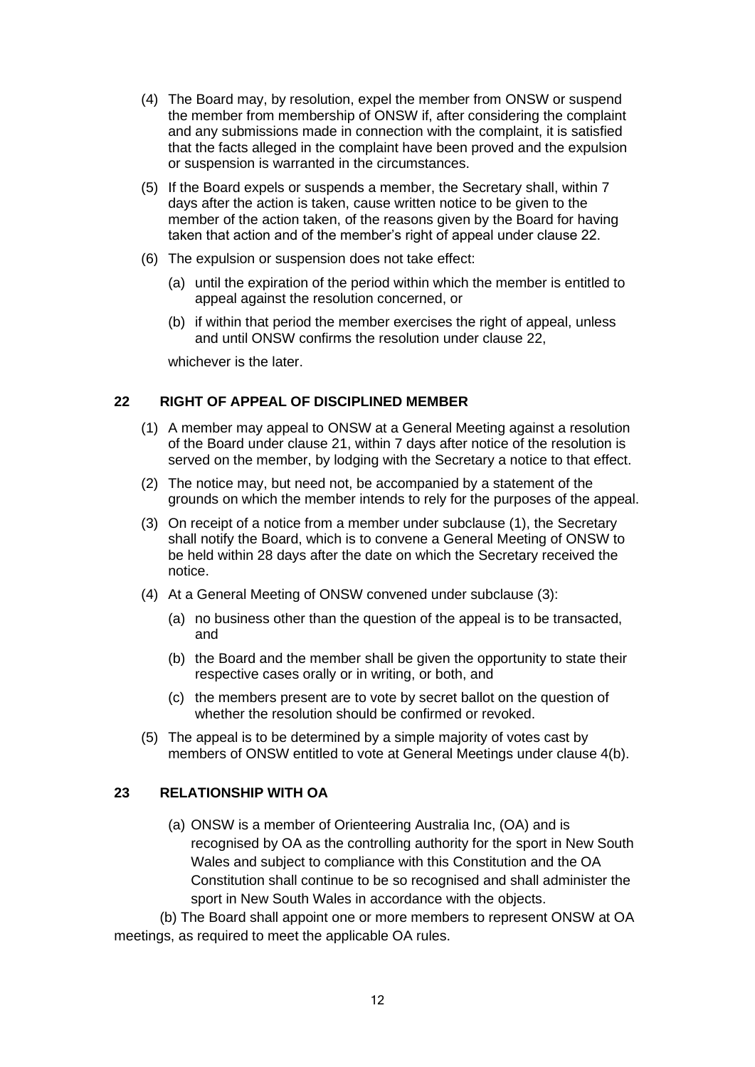(4) The Board may, by resolution, expel the member from ONSW or suspend the member from membership of ONSW if, after considering the complaint and any submissions made in connection with the complaint, it is satisfied that the facts alleged in the complaint have been proved and the expulsion or suspension is warranted in the circumstances.

(5) If the Board expels or suspends a member, the Secretary shall, within 7 days after the action is taken, cause written notice to be given to the member of the action taken, of the reasons given by the Board for having taken that action and of the member's right of appeal under clause 22.

(6) The expulsion or suspension does not take effect:

(a) until the expiration of the period within which the member is entitled to appeal against the resolution concerned, or

(b) if within that period the member exercises the right of appeal, unless and until ONSW confirms the resolution under clause 22,

whichever is the later.

## 22 RIGHT OF APPEAL OF DISCIPLINED MEMBER

(1) A member may appeal to ONSW at a General Meeting against a resolution of the Board under clause 21, within 7 days after notice of the resolution is served on the member, by lodging with the Secretary a notice to that effect.

(2) The notice may, but need not, be accompanied by a statement of the grounds on which the member intends to rely for the purposes of the appeal.

(3) On receipt of a notice from a member under subclause (1), the Secretary shall notify the Board, which is to convene a General Meeting of ONSW to be held within 28 days after the date on which the Secretary received the notice.

(4) At a General Meeting of ONSW convened under subclause (3):

(a) no business other than the question of the appeal is to be transacted, and

(b) the Board and the member shall be given the opportunity to state their respective cases orally or in writing, or both, and

(c) the members present are to vote by secret ballot on the question of whether the resolution should be confirmed or revoked.

(5) The appeal is to be determined by a simple majority of votes cast by members of ONSW entitled to vote at General Meetings under clause 4(b).

## 23 RELATIONSHIP WITH OA

(a) ONSW is a member of Orienteering Australia Inc, (OA) and is recognised by OA as the controlling authority for the sport in New South Wales and subject to compliance with this Constitution and the OA Constitution shall continue to be so recognised and shall administer the sport in New South Wales in accordance with the objects.

(b) The Board shall appoint one or more members to represent ONSW at OA meetings, as required to meet the applicable OA rules.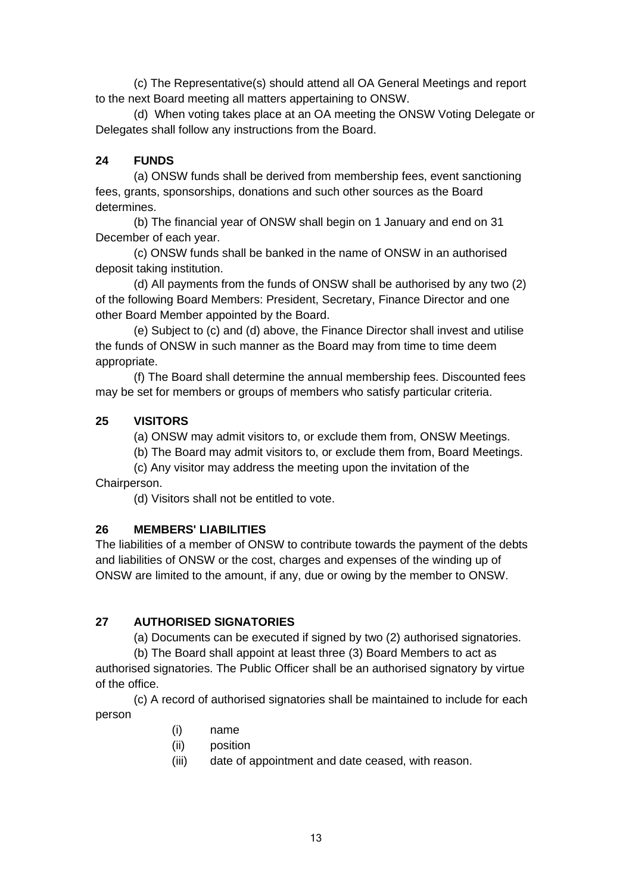(c) The Representative(s) should attend all OA General Meetings and report to the next Board meeting all matters appertaining to ONSW.

(d) When voting takes place at an OA meeting the ONSW Voting Delegate or Delegates shall follow any instructions from the Board.

## 24 FUNDS

(a) ONSW funds shall be derived from membership fees, event sanctioning fees, grants, sponsorships, donations and such other sources as the Board determines.

(b) The financial year of ONSW shall begin on 1 January and end on 31 December of each year.

(c) ONSW funds shall be banked in the name of ONSW in an authorised deposit taking institution.

(d) All payments from the funds of ONSW shall be authorised by any two (2) of the following Board Members: President, Secretary, Finance Director and one other Board Member appointed by the Board.

(e) Subject to (c) and (d) above, the Finance Director shall invest and utilise the funds of ONSW in such manner as the Board may from time to time deem appropriate.

(f) The Board shall determine the annual membership fees. Discounted fees may be set for members or groups of members who satisfy particular criteria.

## 25 VISITORS

(a) ONSW may admit visitors to, or exclude them from, ONSW Meetings.

(b) The Board may admit visitors to, or exclude them from, Board Meetings.

(c) Any visitor may address the meeting upon the invitation of the Chairperson.

(d) Visitors shall not be entitled to vote.

## 26 MEMBERS' LIABILITIES

The liabilities of a member of ONSW to contribute towards the payment of the debts and liabilities of ONSW or the cost, charges and expenses of the winding up of ONSW are limited to the amount, if any, due or owing by the member to ONSW.

## 27 AUTHORISED SIGNATORIES

(a) Documents can be executed if signed by two (2) authorised signatories.

(b) The Board shall appoint at least three (3) Board Members to act as authorised signatories. The Public Officer shall be an authorised signatory by virtue of the office.

(c) A record of authorised signatories shall be maintained to include for each person

- (i) name
- (ii) position
- (iii) date of appointment and date ceased, with reason.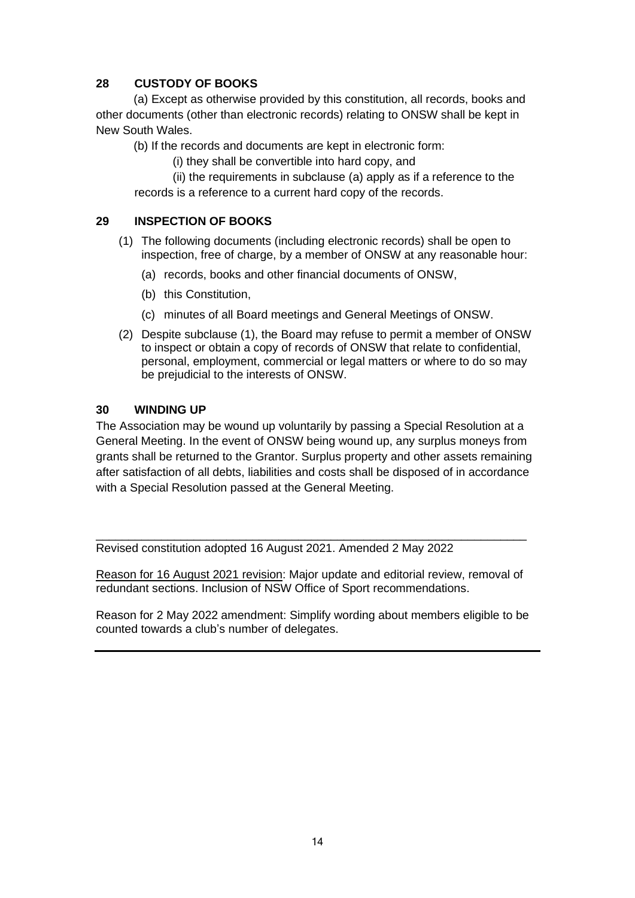## 28 CUSTODY OF BOOKS

(a) Except as otherwise provided by this constitution, all records, books and other documents (other than electronic records) relating to ONSW shall be kept in New South Wales.

(b) If the records and documents are kept in electronic form:

(i) they shall be convertible into hard copy, and

(ii) the requirements in subclause (a) apply as if a reference to the records is a reference to a current hard copy of the records.

## 29 INSPECTION OF BOOKS

(1) The following documents (including electronic records) shall be open to inspection, free of charge, by a member of ONSW at any reasonable hour:

  (a) records, books and other financial documents of ONSW,

  (b) this Constitution,

  (c) minutes of all Board meetings and General Meetings of ONSW.

(2) Despite subclause (1), the Board may refuse to permit a member of ONSW to inspect or obtain a copy of records of ONSW that relate to confidential, personal, employment, commercial or legal matters or where to do so may be prejudicial to the interests of ONSW.

## 30 WINDING UP

The Association may be wound up voluntarily by passing a Special Resolution at a General Meeting. In the event of ONSW being wound up, any surplus moneys from grants shall be returned to the Grantor. Surplus property and other assets remaining after satisfaction of all debts, liabilities and costs shall be disposed of in accordance with a Special Resolution passed at the General Meeting.

---

Revised constitution adopted 16 August 2021. Amended 2 May 2022

Reason for 16 August 2021 revision: Major update and editorial review, removal of redundant sections. Inclusion of NSW Office of Sport recommendations.

Reason for 2 May 2022 amendment: Simplify wording about members eligible to be counted towards a club's number of delegates.